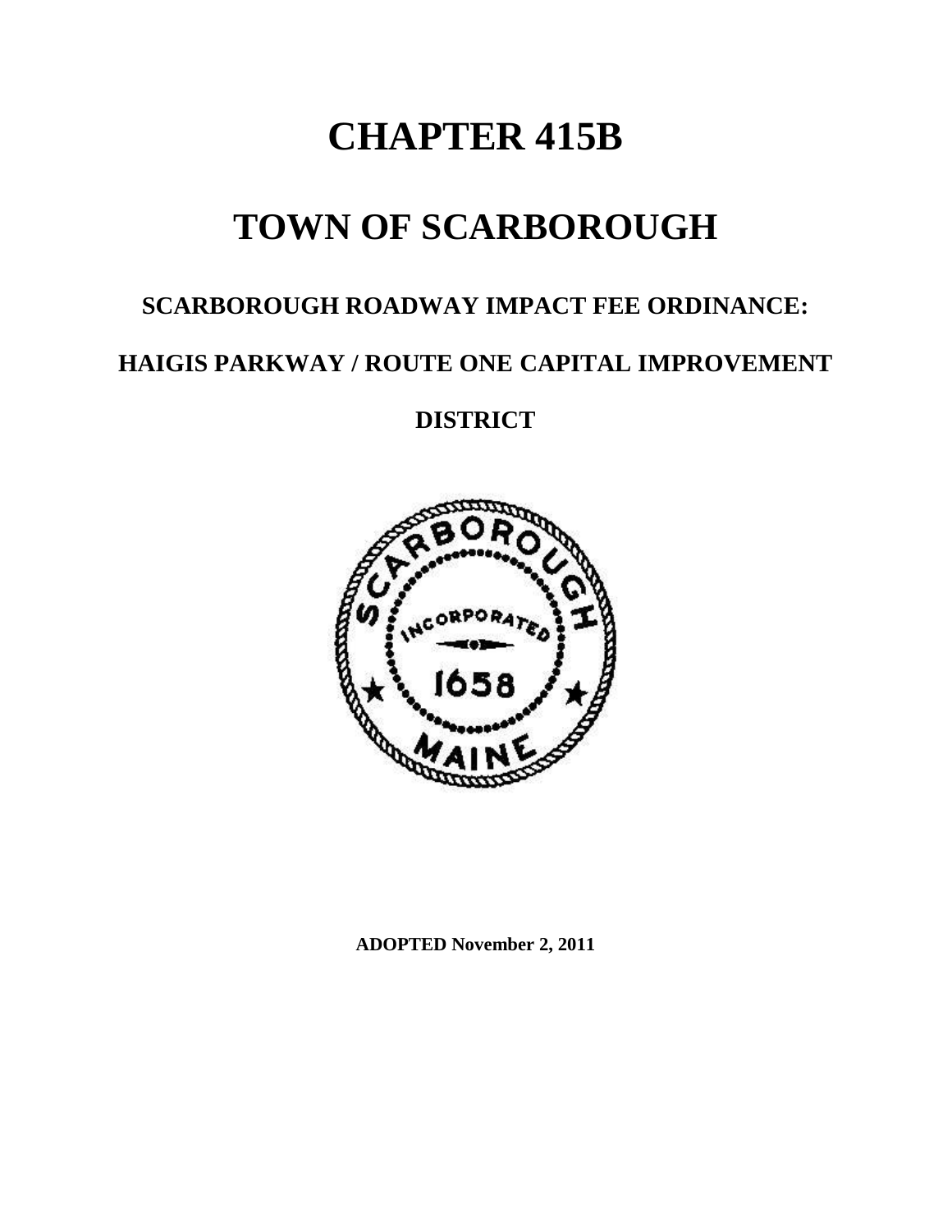# CHAPTER 415B

# TOWN OF SCARBOROUGH

## SCARBOROUGH ROADWAY IMPACT FEE ORDINANCE:

## HAIGIS PARKWAY / ROUTE ONE CAPITAL IMPROVEMENT DISTRICT

**ADOPTED November 2, 2011**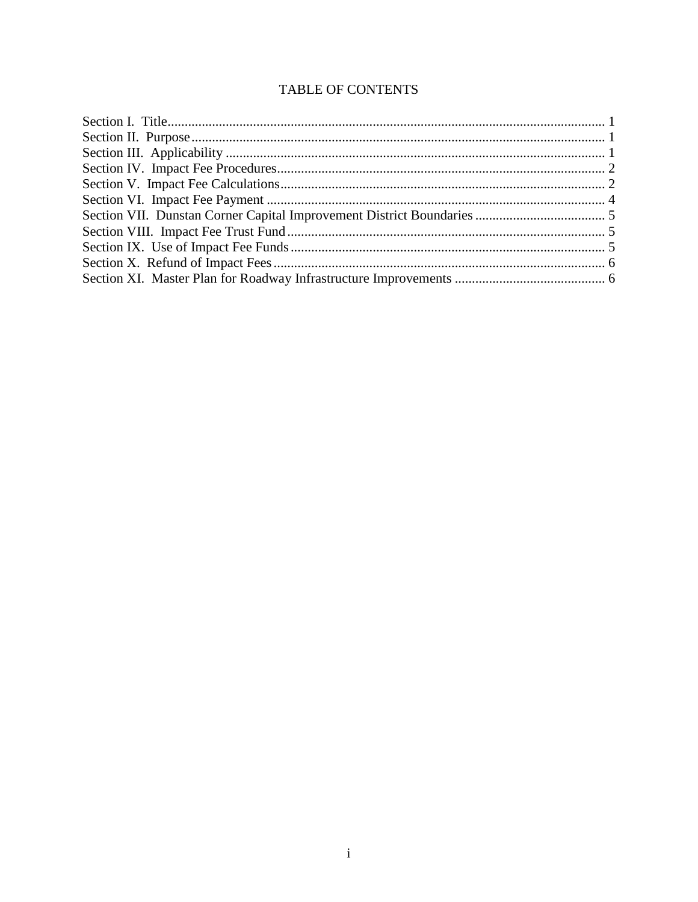# TABLE OF CONTENTS

Section I. Title ........................................................................................................................ 1
Section II. Purpose ..................................................................................................................... 1
Section III. Applicability .............................................................................................................. 1
Section IV. Impact Fee Procedures ............................................................................................... 2
Section V. Impact Fee Calculations .............................................................................................. 2
Section VI. Impact Fee Payment .................................................................................................. 4
Section VII. Dunstan Corner Capital Improvement District Boundaries ...................................... 5
Section VIII. Impact Fee Trust Fund ............................................................................................ 5
Section IX. Use of Impact Fee Funds ........................................................................................... 5
Section X. Refund of Impact Fees ................................................................................................ 6
Section XI. Master Plan for Roadway Infrastructure Improvements ........................................... 6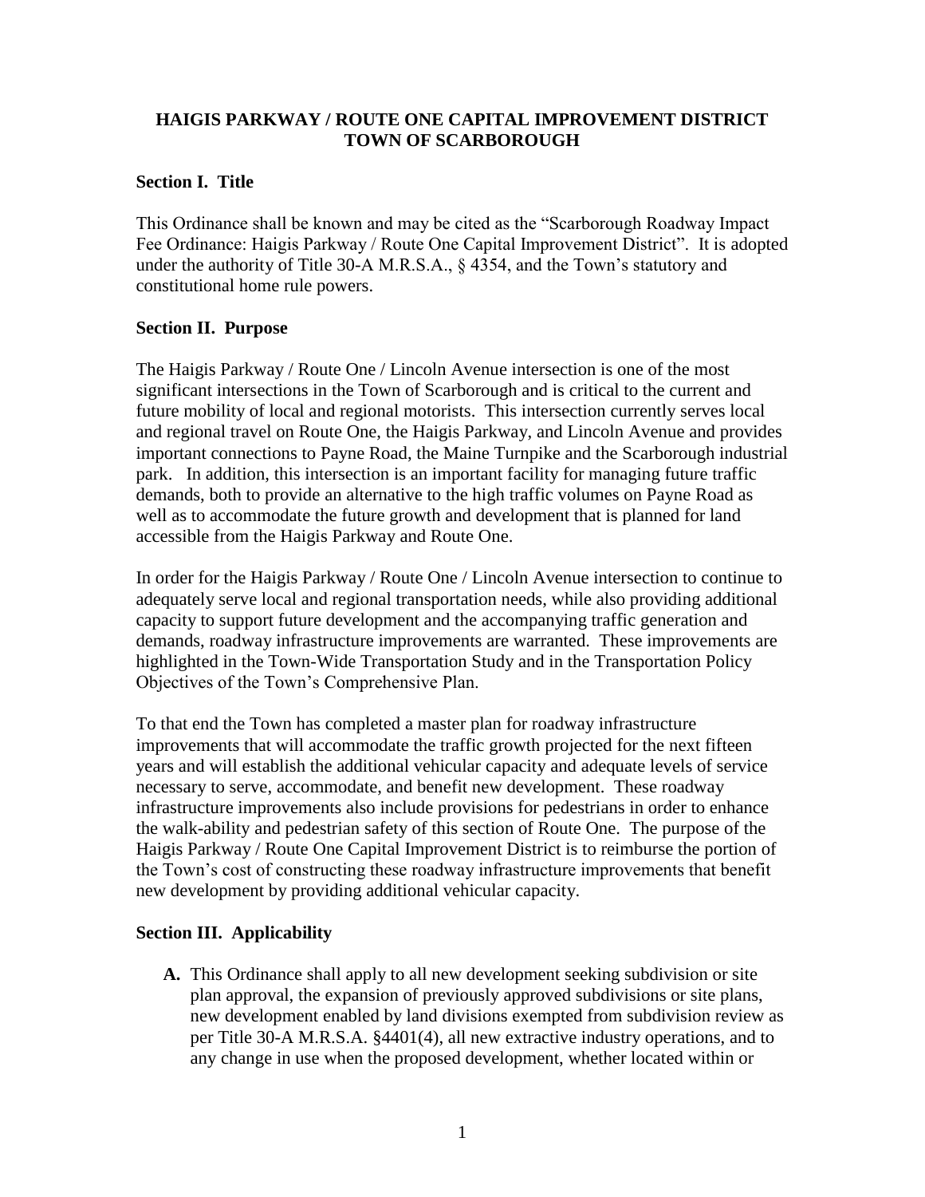# HAIGIS PARKWAY / ROUTE ONE CAPITAL IMPROVEMENT DISTRICT TOWN OF SCARBOROUGH

## Section I. Title

This Ordinance shall be known and may be cited as the "Scarborough Roadway Impact Fee Ordinance: Haigis Parkway / Route One Capital Improvement District". It is adopted under the authority of Title 30-A M.R.S.A., § 4354, and the Town's statutory and constitutional home rule powers.

## Section II. Purpose

The Haigis Parkway / Route One / Lincoln Avenue intersection is one of the most significant intersections in the Town of Scarborough and is critical to the current and future mobility of local and regional motorists. This intersection currently serves local and regional travel on Route One, the Haigis Parkway, and Lincoln Avenue and provides important connections to Payne Road, the Maine Turnpike and the Scarborough industrial park. In addition, this intersection is an important facility for managing future traffic demands, both to provide an alternative to the high traffic volumes on Payne Road as well as to accommodate the future growth and development that is planned for land accessible from the Haigis Parkway and Route One.

In order for the Haigis Parkway / Route One / Lincoln Avenue intersection to continue to adequately serve local and regional transportation needs, while also providing additional capacity to support future development and the accompanying traffic generation and demands, roadway infrastructure improvements are warranted. These improvements are highlighted in the Town-Wide Transportation Study and in the Transportation Policy Objectives of the Town's Comprehensive Plan.

To that end the Town has completed a master plan for roadway infrastructure improvements that will accommodate the traffic growth projected for the next fifteen years and will establish the additional vehicular capacity and adequate levels of service necessary to serve, accommodate, and benefit new development. These roadway infrastructure improvements also include provisions for pedestrians in order to enhance the walk-ability and pedestrian safety of this section of Route One. The purpose of the Haigis Parkway / Route One Capital Improvement District is to reimburse the portion of the Town's cost of constructing these roadway infrastructure improvements that benefit new development by providing additional vehicular capacity.

## Section III. Applicability

**A.** This Ordinance shall apply to all new development seeking subdivision or site plan approval, the expansion of previously approved subdivisions or site plans, new development enabled by land divisions exempted from subdivision review as per Title 30-A M.R.S.A. §4401(4), all new extractive industry operations, and to any change in use when the proposed development, whether located within or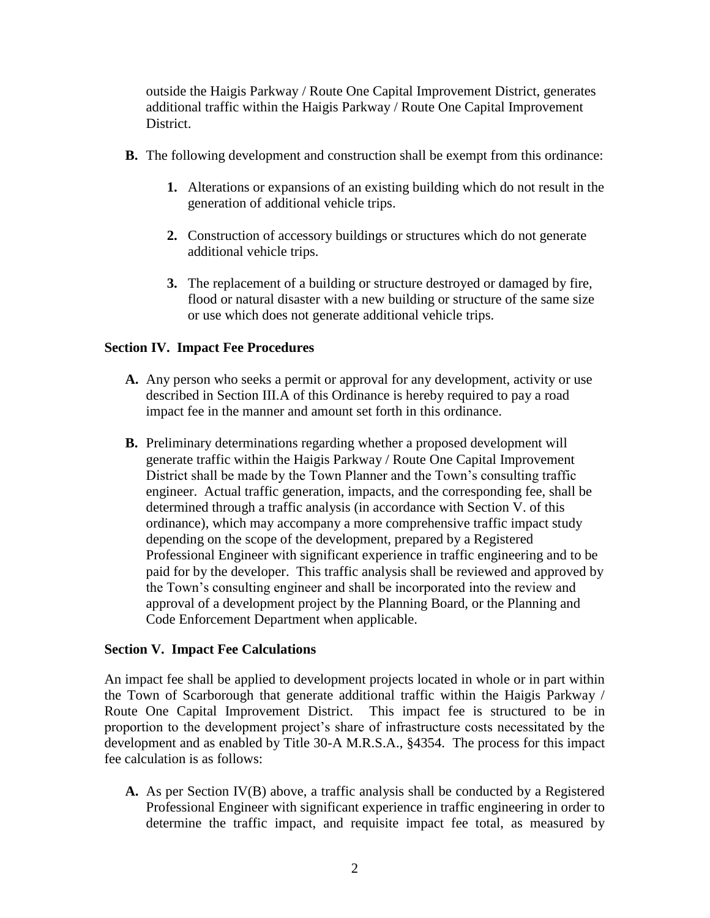outside the Haigis Parkway / Route One Capital Improvement District, generates additional traffic within the Haigis Parkway / Route One Capital Improvement District.

**B.** The following development and construction shall be exempt from this ordinance:

   **1.** Alterations or expansions of an existing building which do not result in the generation of additional vehicle trips.

   **2.** Construction of accessory buildings or structures which do not generate additional vehicle trips.

   **3.** The replacement of a building or structure destroyed or damaged by fire, flood or natural disaster with a new building or structure of the same size or use which does not generate additional vehicle trips.

## Section IV. Impact Fee Procedures

**A.** Any person who seeks a permit or approval for any development, activity or use described in Section III.A of this Ordinance is hereby required to pay a road impact fee in the manner and amount set forth in this ordinance.

**B.** Preliminary determinations regarding whether a proposed development will generate traffic within the Haigis Parkway / Route One Capital Improvement District shall be made by the Town Planner and the Town's consulting traffic engineer. Actual traffic generation, impacts, and the corresponding fee, shall be determined through a traffic analysis (in accordance with Section V. of this ordinance), which may accompany a more comprehensive traffic impact study depending on the scope of the development, prepared by a Registered Professional Engineer with significant experience in traffic engineering and to be paid for by the developer. This traffic analysis shall be reviewed and approved by the Town's consulting engineer and shall be incorporated into the review and approval of a development project by the Planning Board, or the Planning and Code Enforcement Department when applicable.

## Section V. Impact Fee Calculations

An impact fee shall be applied to development projects located in whole or in part within the Town of Scarborough that generate additional traffic within the Haigis Parkway / Route One Capital Improvement District. This impact fee is structured to be in proportion to the development project's share of infrastructure costs necessitated by the development and as enabled by Title 30-A M.R.S.A., §4354. The process for this impact fee calculation is as follows:

**A.** As per Section IV(B) above, a traffic analysis shall be conducted by a Registered Professional Engineer with significant experience in traffic engineering in order to determine the traffic impact, and requisite impact fee total, as measured by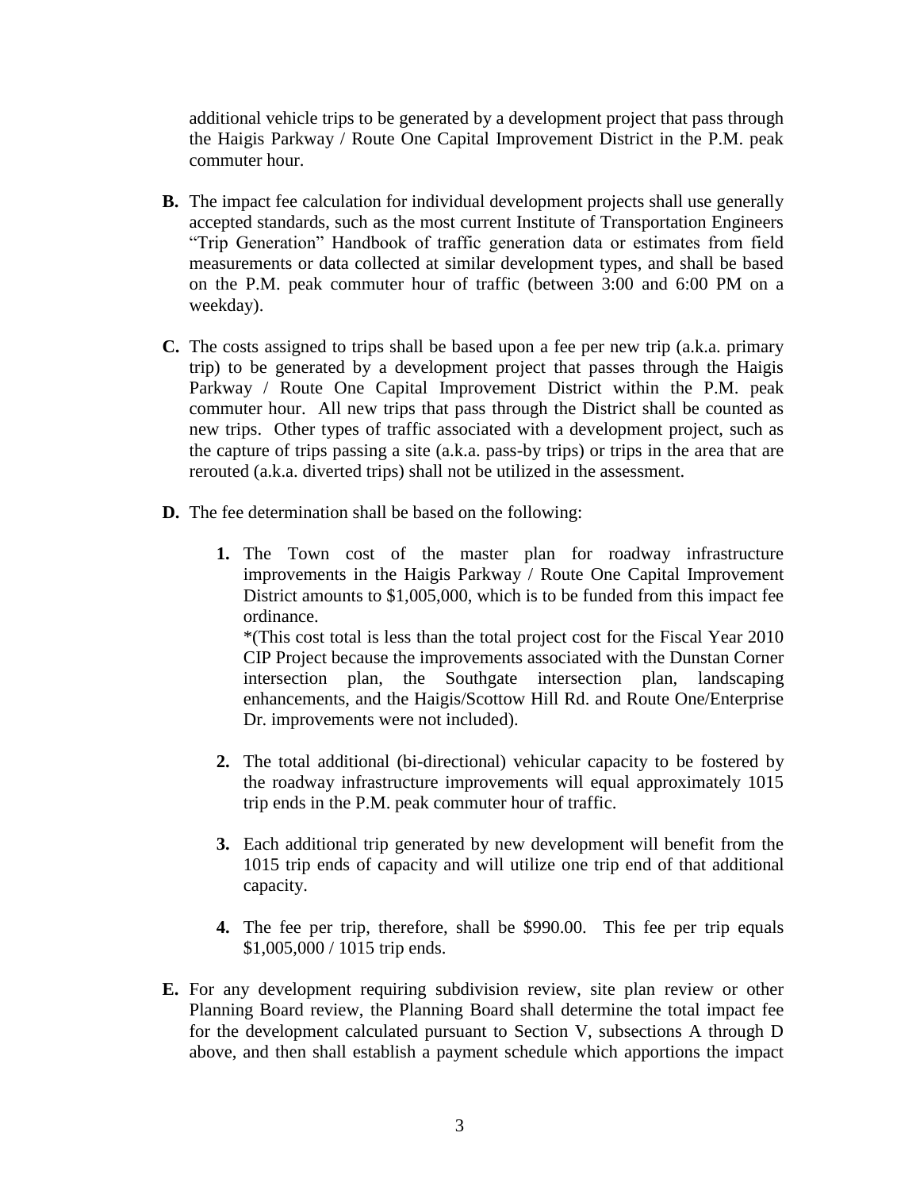additional vehicle trips to be generated by a development project that pass through the Haigis Parkway / Route One Capital Improvement District in the P.M. peak commuter hour.

**B.** The impact fee calculation for individual development projects shall use generally accepted standards, such as the most current Institute of Transportation Engineers "Trip Generation" Handbook of traffic generation data or estimates from field measurements or data collected at similar development types, and shall be based on the P.M. peak commuter hour of traffic (between 3:00 and 6:00 PM on a weekday).

**C.** The costs assigned to trips shall be based upon a fee per new trip (a.k.a. primary trip) to be generated by a development project that passes through the Haigis Parkway / Route One Capital Improvement District within the P.M. peak commuter hour. All new trips that pass through the District shall be counted as new trips. Other types of traffic associated with a development project, such as the capture of trips passing a site (a.k.a. pass-by trips) or trips in the area that are rerouted (a.k.a. diverted trips) shall not be utilized in the assessment.

**D.** The fee determination shall be based on the following:

**1.** The Town cost of the master plan for roadway infrastructure improvements in the Haigis Parkway / Route One Capital Improvement District amounts to $1,005,000, which is to be funded from this impact fee ordinance.
*(This cost total is less than the total project cost for the Fiscal Year 2010 CIP Project because the improvements associated with the Dunstan Corner intersection plan, the Southgate intersection plan, landscaping enhancements, and the Haigis/Scottow Hill Rd. and Route One/Enterprise Dr. improvements were not included).

**2.** The total additional (bi-directional) vehicular capacity to be fostered by the roadway infrastructure improvements will equal approximately 1015 trip ends in the P.M. peak commuter hour of traffic.

**3.** Each additional trip generated by new development will benefit from the 1015 trip ends of capacity and will utilize one trip end of that additional capacity.

**4.** The fee per trip, therefore, shall be $990.00. This fee per trip equals $1,005,000 / 1015 trip ends.

**E.** For any development requiring subdivision review, site plan review or other Planning Board review, the Planning Board shall determine the total impact fee for the development calculated pursuant to Section V, subsections A through D above, and then shall establish a payment schedule which apportions the impact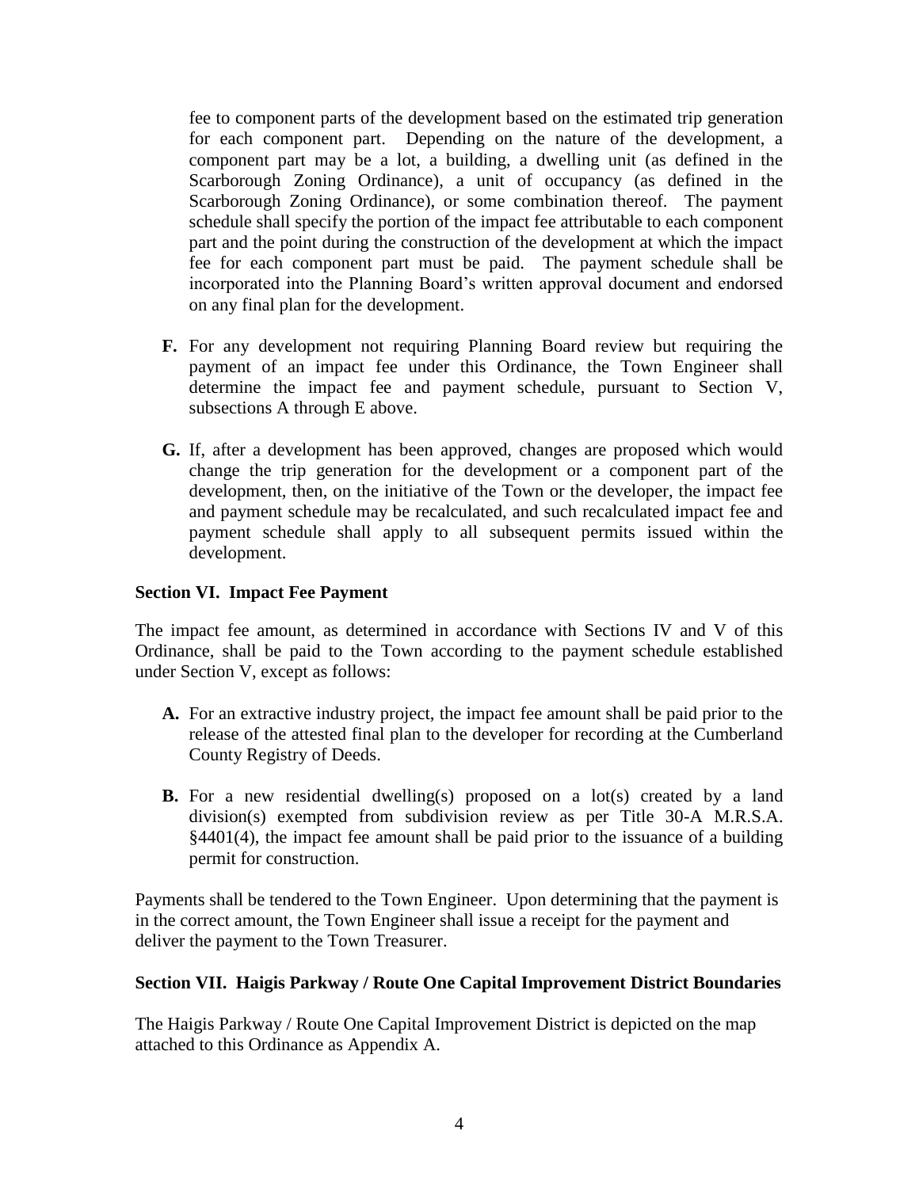fee to component parts of the development based on the estimated trip generation for each component part. Depending on the nature of the development, a component part may be a lot, a building, a dwelling unit (as defined in the Scarborough Zoning Ordinance), a unit of occupancy (as defined in the Scarborough Zoning Ordinance), or some combination thereof. The payment schedule shall specify the portion of the impact fee attributable to each component part and the point during the construction of the development at which the impact fee for each component part must be paid. The payment schedule shall be incorporated into the Planning Board's written approval document and endorsed on any final plan for the development.

**F.** For any development not requiring Planning Board review but requiring the payment of an impact fee under this Ordinance, the Town Engineer shall determine the impact fee and payment schedule, pursuant to Section V, subsections A through E above.

**G.** If, after a development has been approved, changes are proposed which would change the trip generation for the development or a component part of the development, then, on the initiative of the Town or the developer, the impact fee and payment schedule may be recalculated, and such recalculated impact fee and payment schedule shall apply to all subsequent permits issued within the development.

**Section VI. Impact Fee Payment**

The impact fee amount, as determined in accordance with Sections IV and V of this Ordinance, shall be paid to the Town according to the payment schedule established under Section V, except as follows:

**A.** For an extractive industry project, the impact fee amount shall be paid prior to the release of the attested final plan to the developer for recording at the Cumberland County Registry of Deeds.

**B.** For a new residential dwelling(s) proposed on a lot(s) created by a land division(s) exempted from subdivision review as per Title 30-A M.R.S.A. §4401(4), the impact fee amount shall be paid prior to the issuance of a building permit for construction.

Payments shall be tendered to the Town Engineer. Upon determining that the payment is in the correct amount, the Town Engineer shall issue a receipt for the payment and deliver the payment to the Town Treasurer.

**Section VII. Haigis Parkway / Route One Capital Improvement District Boundaries**

The Haigis Parkway / Route One Capital Improvement District is depicted on the map attached to this Ordinance as Appendix A.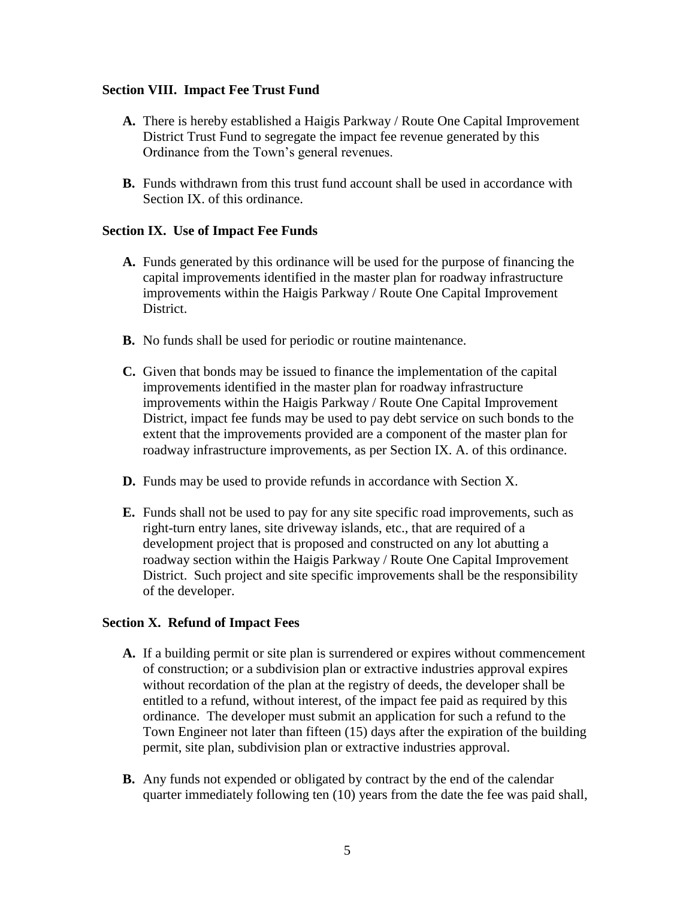### Section VIII. Impact Fee Trust Fund

**A.** There is hereby established a Haigis Parkway / Route One Capital Improvement District Trust Fund to segregate the impact fee revenue generated by this Ordinance from the Town's general revenues.

**B.** Funds withdrawn from this trust fund account shall be used in accordance with Section IX. of this ordinance.

### Section IX. Use of Impact Fee Funds

**A.** Funds generated by this ordinance will be used for the purpose of financing the capital improvements identified in the master plan for roadway infrastructure improvements within the Haigis Parkway / Route One Capital Improvement District.

**B.** No funds shall be used for periodic or routine maintenance.

**C.** Given that bonds may be issued to finance the implementation of the capital improvements identified in the master plan for roadway infrastructure improvements within the Haigis Parkway / Route One Capital Improvement District, impact fee funds may be used to pay debt service on such bonds to the extent that the improvements provided are a component of the master plan for roadway infrastructure improvements, as per Section IX. A. of this ordinance.

**D.** Funds may be used to provide refunds in accordance with Section X.

**E.** Funds shall not be used to pay for any site specific road improvements, such as right-turn entry lanes, site driveway islands, etc., that are required of a development project that is proposed and constructed on any lot abutting a roadway section within the Haigis Parkway / Route One Capital Improvement District. Such project and site specific improvements shall be the responsibility of the developer.

### Section X. Refund of Impact Fees

**A.** If a building permit or site plan is surrendered or expires without commencement of construction; or a subdivision plan or extractive industries approval expires without recordation of the plan at the registry of deeds, the developer shall be entitled to a refund, without interest, of the impact fee paid as required by this ordinance. The developer must submit an application for such a refund to the Town Engineer not later than fifteen (15) days after the expiration of the building permit, site plan, subdivision plan or extractive industries approval.

**B.** Any funds not expended or obligated by contract by the end of the calendar quarter immediately following ten (10) years from the date the fee was paid shall,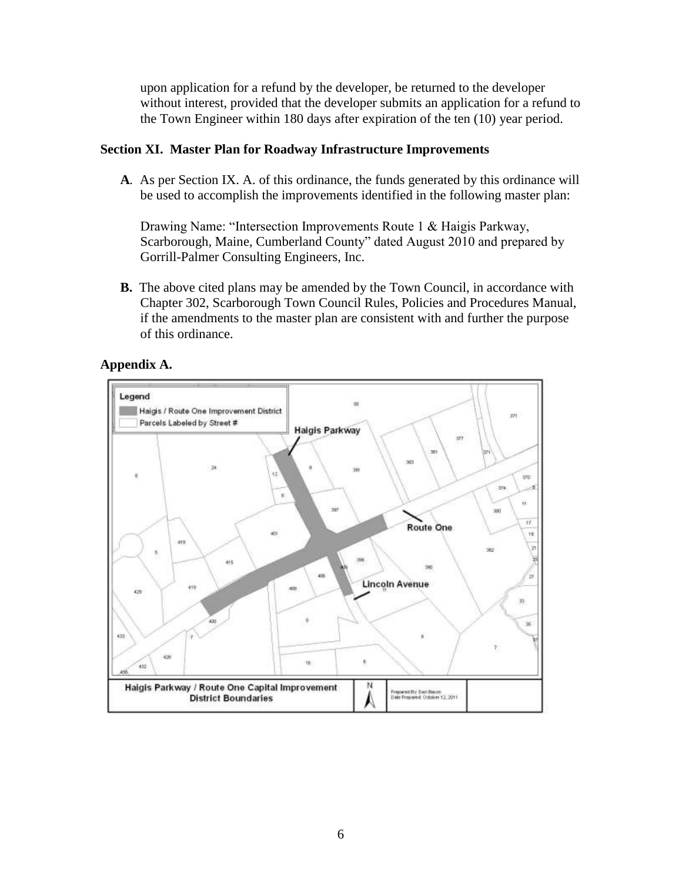upon application for a refund by the developer, be returned to the developer without interest, provided that the developer submits an application for a refund to the Town Engineer within 180 days after expiration of the ten (10) year period.

**Section XI. Master Plan for Roadway Infrastructure Improvements**

**A**. As per Section IX. A. of this ordinance, the funds generated by this ordinance will be used to accomplish the improvements identified in the following master plan:

Drawing Name: "Intersection Improvements Route 1 & Haigis Parkway, Scarborough, Maine, Cumberland County" dated August 2010 and prepared by Gorrill-Palmer Consulting Engineers, Inc.

**B.** The above cited plans may be amended by the Town Council, in accordance with Chapter 302, Scarborough Town Council Rules, Policies and Procedures Manual, if the amendments to the master plan are consistent with and further the purpose of this ordinance.

**Appendix A.**

Legend

Haigis / Route One Improvement District

Parcels Labeled by Street #

Haigis Parkway

Route One

Lincoln Avenue

Haigis Parkway / Route One Capital Improvement District Boundaries

N

Prepared By: Dan Bacon
Date Prepared: October 12, 2011